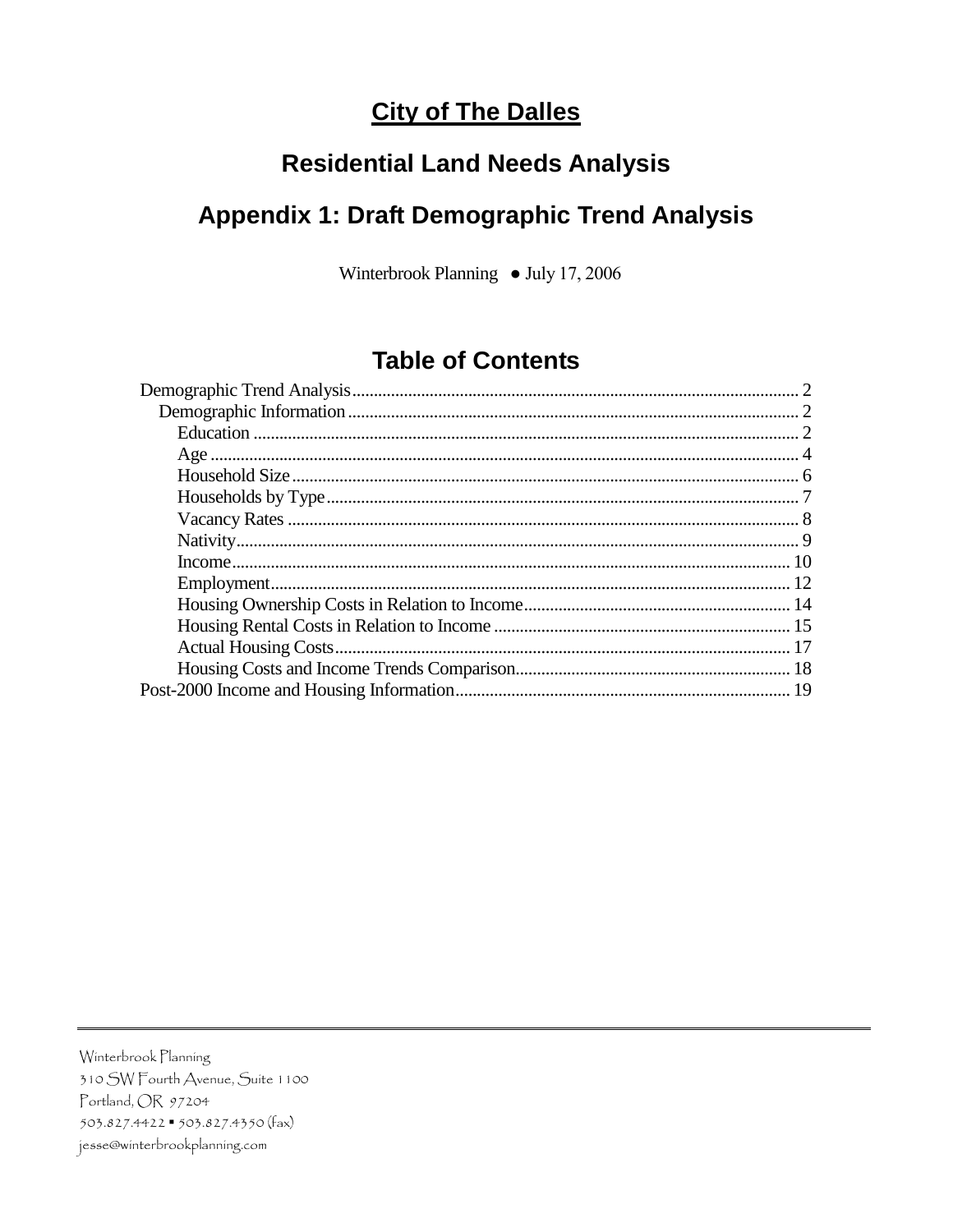# City of The Dalles

## Residential Land Needs Analysis

## Appendix 1: Draft Demographic Trend Analysis

Winterbrook Planning ● July 17, 2006

## Table of Contents

Demographic Trend Analysis ........ 2
- Demographic Information ........ 2
  - Education ........ 2
  - Age ........ 4
  - Household Size ........ 6
  - Households by Type ........ 7
  - Vacancy Rates ........ 8
  - Nativity ........ 9
  - Income ........ 10
  - Employment ........ 12
  - Housing Ownership Costs in Relation to Income ........ 14
  - Housing Rental Costs in Relation to Income ........ 15
  - Actual Housing Costs ........ 17
  - Housing Costs and Income Trends Comparison ........ 18

Post-2000 Income and Housing Information ........ 19

---

Winterbrook Planning
310 SW Fourth Avenue, Suite 1100
Portland, OR 97204
503.827.4422 ▪ 503.827.4350 (fax)
jesse@winterbrookplanning.com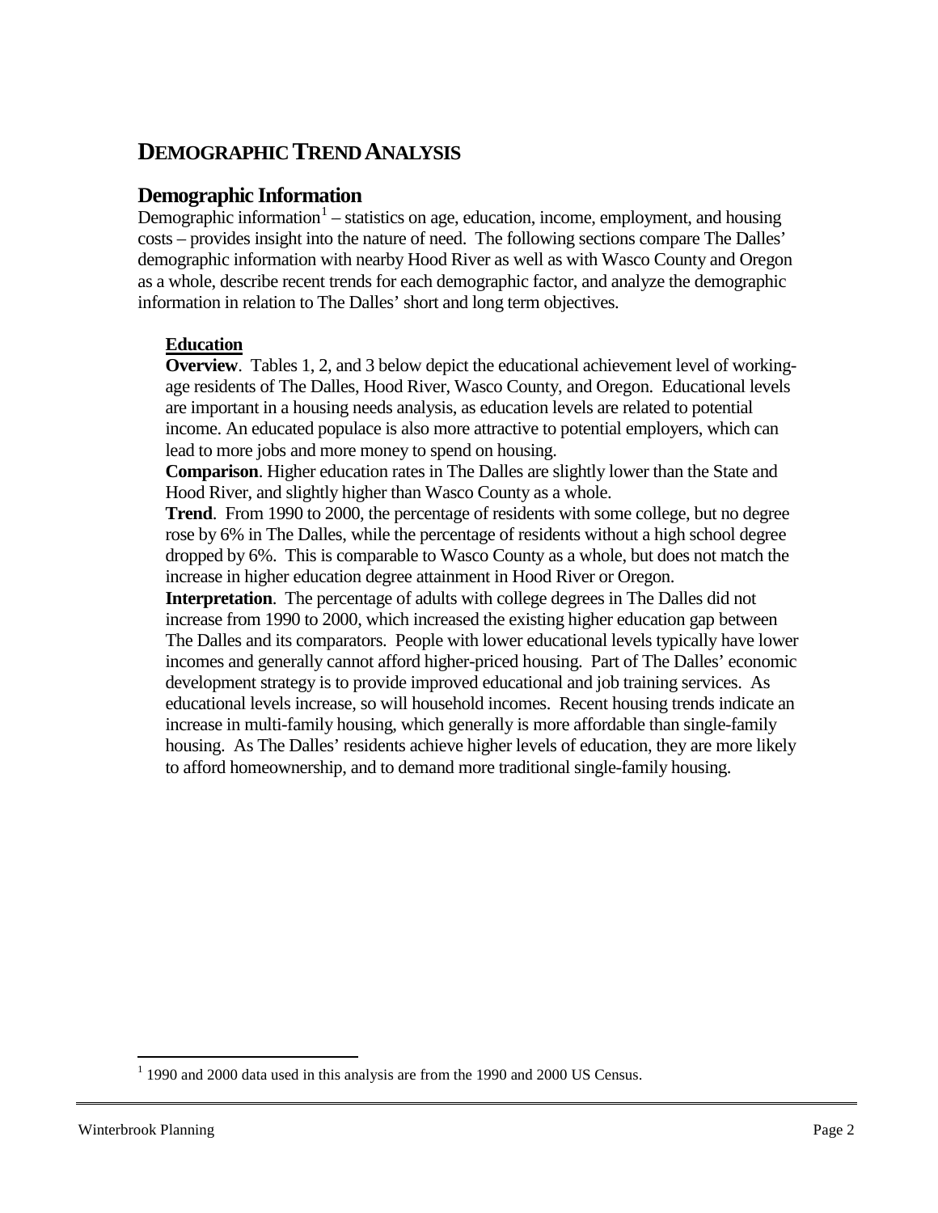# DEMOGRAPHIC TREND ANALYSIS

## Demographic Information

Demographic information[1] – statistics on age, education, income, employment, and housing costs – provides insight into the nature of need. The following sections compare The Dalles' demographic information with nearby Hood River as well as with Wasco County and Oregon as a whole, describe recent trends for each demographic factor, and analyze the demographic information in relation to The Dalles' short and long term objectives.

### Education

**Overview**. Tables 1, 2, and 3 below depict the educational achievement level of working-age residents of The Dalles, Hood River, Wasco County, and Oregon. Educational levels are important in a housing needs analysis, as education levels are related to potential income. An educated populace is also more attractive to potential employers, which can lead to more jobs and more money to spend on housing.

**Comparison**. Higher education rates in The Dalles are slightly lower than the State and Hood River, and slightly higher than Wasco County as a whole.

**Trend**. From 1990 to 2000, the percentage of residents with some college, but no degree rose by 6% in The Dalles, while the percentage of residents without a high school degree dropped by 6%. This is comparable to Wasco County as a whole, but does not match the increase in higher education degree attainment in Hood River or Oregon.

**Interpretation**. The percentage of adults with college degrees in The Dalles did not increase from 1990 to 2000, which increased the existing higher education gap between The Dalles and its comparators. People with lower educational levels typically have lower incomes and generally cannot afford higher-priced housing. Part of The Dalles' economic development strategy is to provide improved educational and job training services. As educational levels increase, so will household incomes. Recent housing trends indicate an increase in multi-family housing, which generally is more affordable than single-family housing. As The Dalles' residents achieve higher levels of education, they are more likely to afford homeownership, and to demand more traditional single-family housing.

[1] 1990 and 2000 data used in this analysis are from the 1990 and 2000 US Census.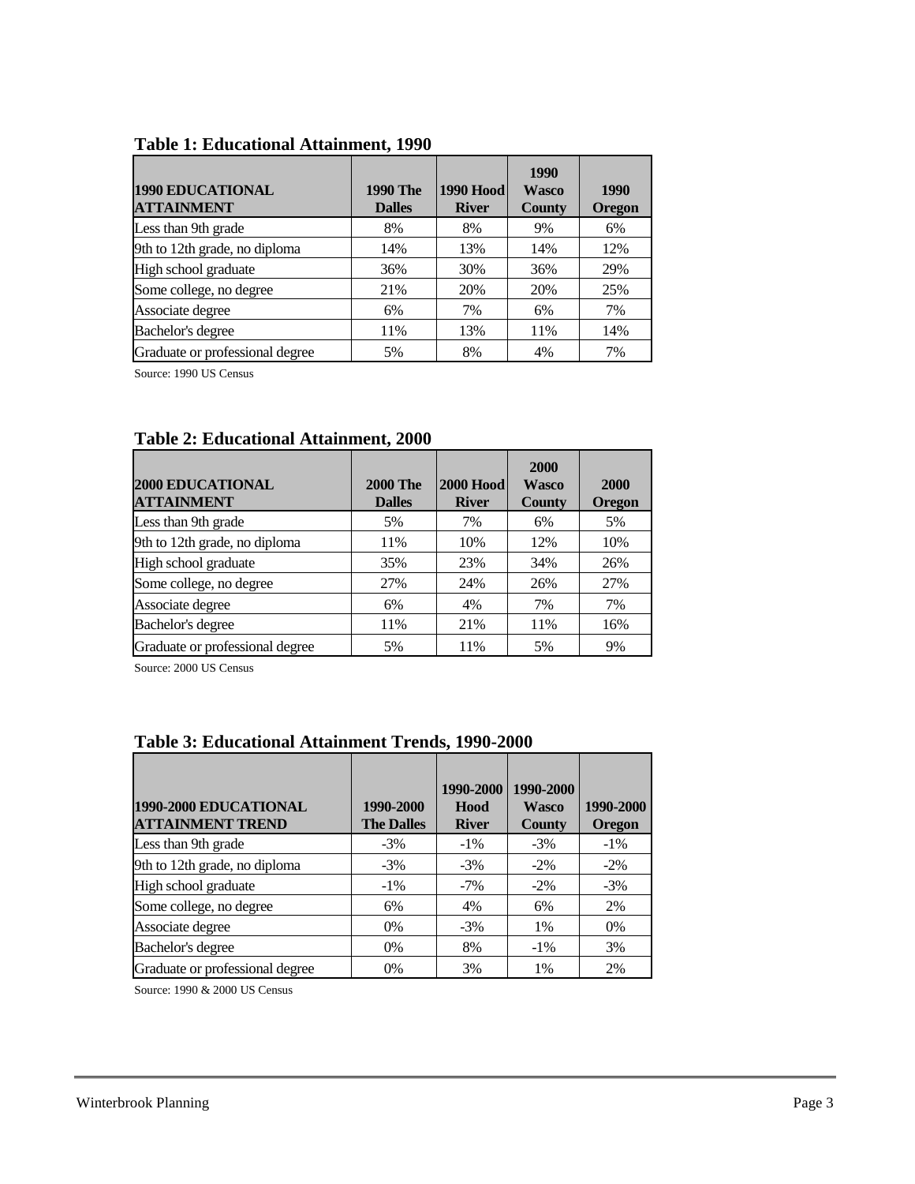### Table 1: Educational Attainment, 1990

| 1990 EDUCATIONAL ATTAINMENT | 1990 The Dalles | 1990 Hood River | 1990 Wasco County | 1990 Oregon |
|---|---|---|---|---|
| Less than 9th grade | 8% | 8% | 9% | 6% |
| 9th to 12th grade, no diploma | 14% | 13% | 14% | 12% |
| High school graduate | 36% | 30% | 36% | 29% |
| Some college, no degree | 21% | 20% | 20% | 25% |
| Associate degree | 6% | 7% | 6% | 7% |
| Bachelor's degree | 11% | 13% | 11% | 14% |
| Graduate or professional degree | 5% | 8% | 4% | 7% |

Source: 1990 US Census

### Table 2: Educational Attainment, 2000

| 2000 EDUCATIONAL ATTAINMENT | 2000 The Dalles | 2000 Hood River | 2000 Wasco County | 2000 Oregon |
|---|---|---|---|---|
| Less than 9th grade | 5% | 7% | 6% | 5% |
| 9th to 12th grade, no diploma | 11% | 10% | 12% | 10% |
| High school graduate | 35% | 23% | 34% | 26% |
| Some college, no degree | 27% | 24% | 26% | 27% |
| Associate degree | 6% | 4% | 7% | 7% |
| Bachelor's degree | 11% | 21% | 11% | 16% |
| Graduate or professional degree | 5% | 11% | 5% | 9% |

Source: 2000 US Census

### Table 3: Educational Attainment Trends, 1990-2000

| 1990-2000 EDUCATIONAL ATTAINMENT TREND | 1990-2000 The Dalles | 1990-2000 Hood River | 1990-2000 Wasco County | 1990-2000 Oregon |
|---|---|---|---|---|
| Less than 9th grade | -3% | -1% | -3% | -1% |
| 9th to 12th grade, no diploma | -3% | -3% | -2% | -2% |
| High school graduate | -1% | -7% | -2% | -3% |
| Some college, no degree | 6% | 4% | 6% | 2% |
| Associate degree | 0% | -3% | 1% | 0% |
| Bachelor's degree | 0% | 8% | -1% | 3% |
| Graduate or professional degree | 0% | 3% | 1% | 2% |

Source: 1990 & 2000 US Census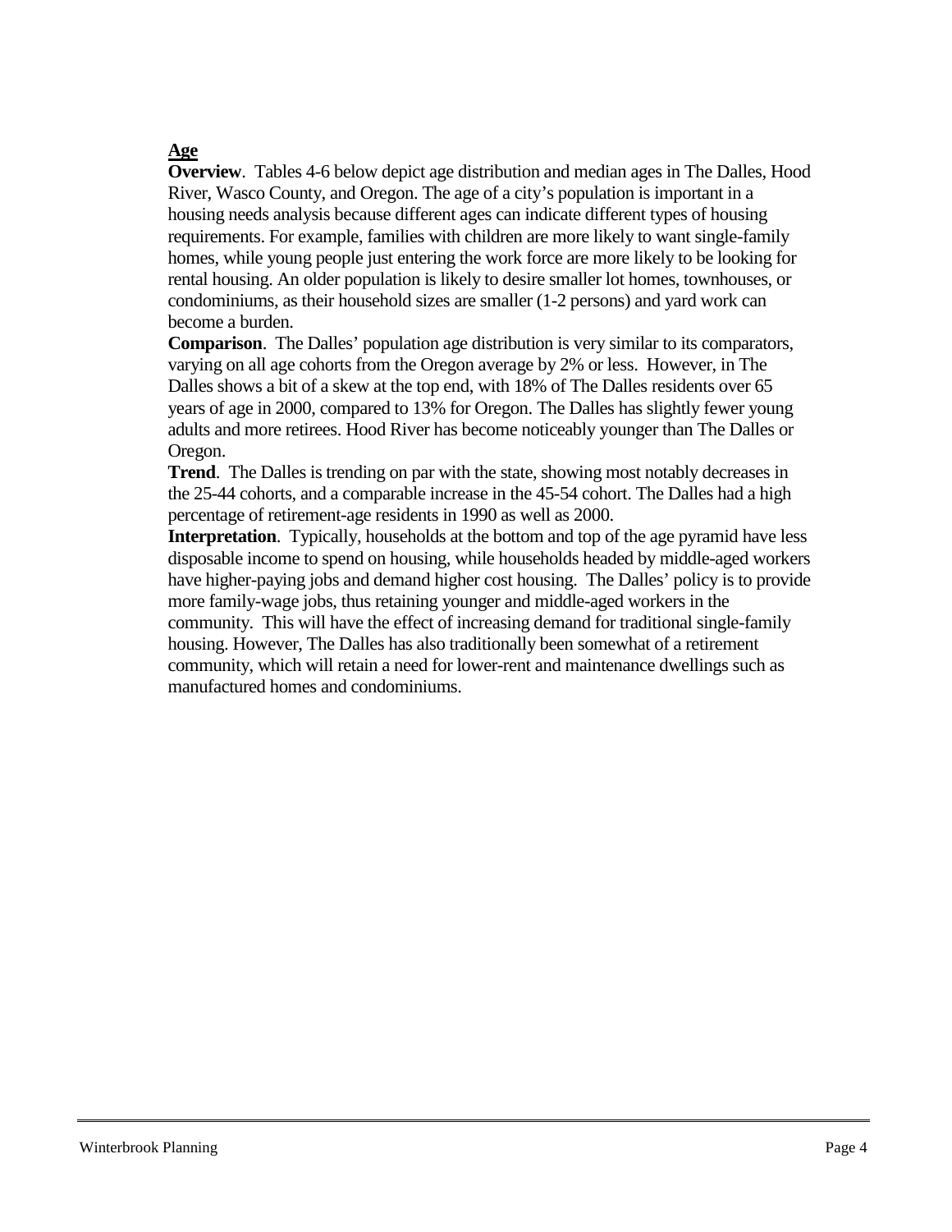**Age**

**Overview**. Tables 4-6 below depict age distribution and median ages in The Dalles, Hood River, Wasco County, and Oregon. The age of a city's population is important in a housing needs analysis because different ages can indicate different types of housing requirements. For example, families with children are more likely to want single-family homes, while young people just entering the work force are more likely to be looking for rental housing. An older population is likely to desire smaller lot homes, townhouses, or condominiums, as their household sizes are smaller (1-2 persons) and yard work can become a burden.

**Comparison**. The Dalles' population age distribution is very similar to its comparators, varying on all age cohorts from the Oregon average by 2% or less. However, in The Dalles shows a bit of a skew at the top end, with 18% of The Dalles residents over 65 years of age in 2000, compared to 13% for Oregon. The Dalles has slightly fewer young adults and more retirees. Hood River has become noticeably younger than The Dalles or Oregon.

**Trend**. The Dalles is trending on par with the state, showing most notably decreases in the 25-44 cohorts, and a comparable increase in the 45-54 cohort. The Dalles had a high percentage of retirement-age residents in 1990 as well as 2000.

**Interpretation**. Typically, households at the bottom and top of the age pyramid have less disposable income to spend on housing, while households headed by middle-aged workers have higher-paying jobs and demand higher cost housing. The Dalles' policy is to provide more family-wage jobs, thus retaining younger and middle-aged workers in the community. This will have the effect of increasing demand for traditional single-family housing. However, The Dalles has also traditionally been somewhat of a retirement community, which will retain a need for lower-rent and maintenance dwellings such as manufactured homes and condominiums.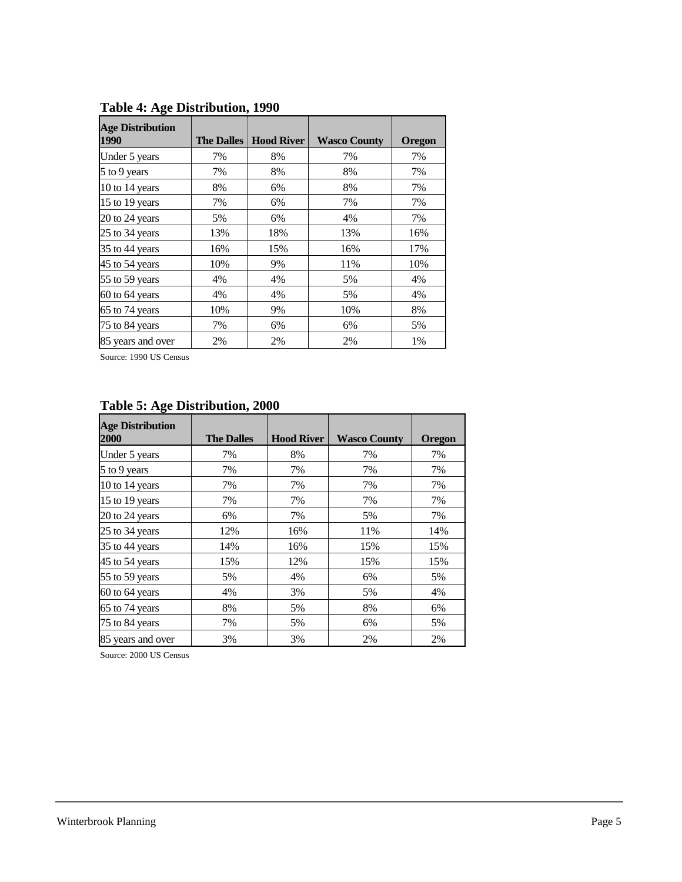**Table 4: Age Distribution, 1990**

| Age Distribution 1990 | The Dalles | Hood River | Wasco County | Oregon |
|---|---|---|---|---|
| Under 5 years | 7% | 8% | 7% | 7% |
| 5 to 9 years | 7% | 8% | 8% | 7% |
| 10 to 14 years | 8% | 6% | 8% | 7% |
| 15 to 19 years | 7% | 6% | 7% | 7% |
| 20 to 24 years | 5% | 6% | 4% | 7% |
| 25 to 34 years | 13% | 18% | 13% | 16% |
| 35 to 44 years | 16% | 15% | 16% | 17% |
| 45 to 54 years | 10% | 9% | 11% | 10% |
| 55 to 59 years | 4% | 4% | 5% | 4% |
| 60 to 64 years | 4% | 4% | 5% | 4% |
| 65 to 74 years | 10% | 9% | 10% | 8% |
| 75 to 84 years | 7% | 6% | 6% | 5% |
| 85 years and over | 2% | 2% | 2% | 1% |

Source: 1990 US Census

**Table 5: Age Distribution, 2000**

| Age Distribution 2000 | The Dalles | Hood River | Wasco County | Oregon |
|---|---|---|---|---|
| Under 5 years | 7% | 8% | 7% | 7% |
| 5 to 9 years | 7% | 7% | 7% | 7% |
| 10 to 14 years | 7% | 7% | 7% | 7% |
| 15 to 19 years | 7% | 7% | 7% | 7% |
| 20 to 24 years | 6% | 7% | 5% | 7% |
| 25 to 34 years | 12% | 16% | 11% | 14% |
| 35 to 44 years | 14% | 16% | 15% | 15% |
| 45 to 54 years | 15% | 12% | 15% | 15% |
| 55 to 59 years | 5% | 4% | 6% | 5% |
| 60 to 64 years | 4% | 3% | 5% | 4% |
| 65 to 74 years | 8% | 5% | 8% | 6% |
| 75 to 84 years | 7% | 5% | 6% | 5% |
| 85 years and over | 3% | 3% | 2% | 2% |

Source: 2000 US Census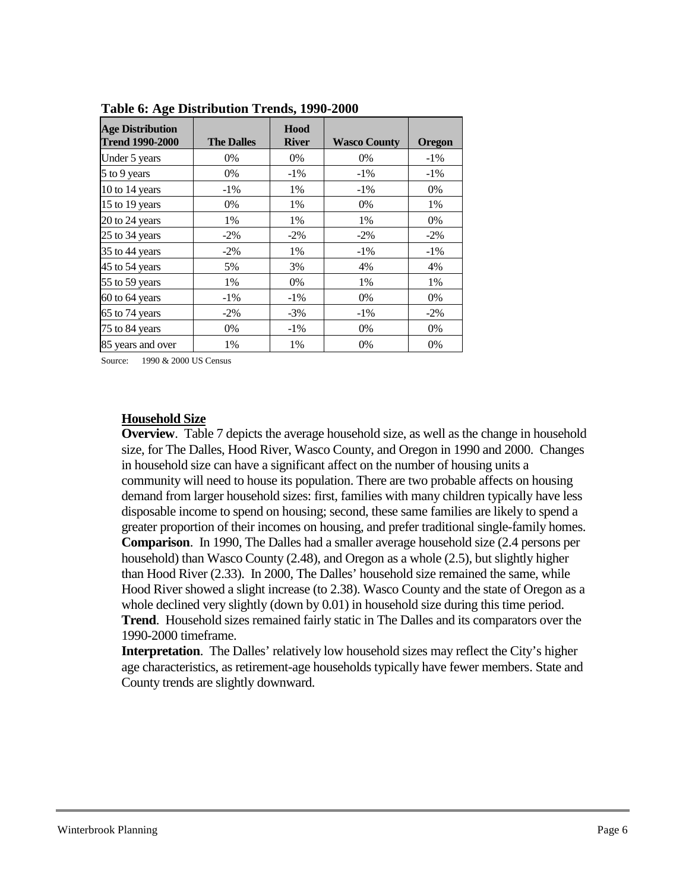**Table 6: Age Distribution Trends, 1990-2000**

| Age Distribution Trend 1990-2000 | The Dalles | Hood River | Wasco County | Oregon |
|---|---|---|---|---|
| Under 5 years | 0% | 0% | 0% | -1% |
| 5 to 9 years | 0% | -1% | -1% | -1% |
| 10 to 14 years | -1% | 1% | -1% | 0% |
| 15 to 19 years | 0% | 1% | 0% | 1% |
| 20 to 24 years | 1% | 1% | 1% | 0% |
| 25 to 34 years | -2% | -2% | -2% | -2% |
| 35 to 44 years | -2% | 1% | -1% | -1% |
| 45 to 54 years | 5% | 3% | 4% | 4% |
| 55 to 59 years | 1% | 0% | 1% | 1% |
| 60 to 64 years | -1% | -1% | 0% | 0% |
| 65 to 74 years | -2% | -3% | -1% | -2% |
| 75 to 84 years | 0% | -1% | 0% | 0% |
| 85 years and over | 1% | 1% | 0% | 0% |

Source: 1990 & 2000 US Census

**Household Size**

**Overview**. Table 7 depicts the average household size, as well as the change in household size, for The Dalles, Hood River, Wasco County, and Oregon in 1990 and 2000. Changes in household size can have a significant affect on the number of housing units a community will need to house its population. There are two probable affects on housing demand from larger household sizes: first, families with many children typically have less disposable income to spend on housing; second, these same families are likely to spend a greater proportion of their incomes on housing, and prefer traditional single-family homes.

**Comparison**. In 1990, The Dalles had a smaller average household size (2.4 persons per household) than Wasco County (2.48), and Oregon as a whole (2.5), but slightly higher than Hood River (2.33). In 2000, The Dalles' household size remained the same, while Hood River showed a slight increase (to 2.38). Wasco County and the state of Oregon as a whole declined very slightly (down by 0.01) in household size during this time period.

**Trend**. Household sizes remained fairly static in The Dalles and its comparators over the 1990-2000 timeframe.

**Interpretation**. The Dalles' relatively low household sizes may reflect the City's higher age characteristics, as retirement-age households typically have fewer members. State and County trends are slightly downward.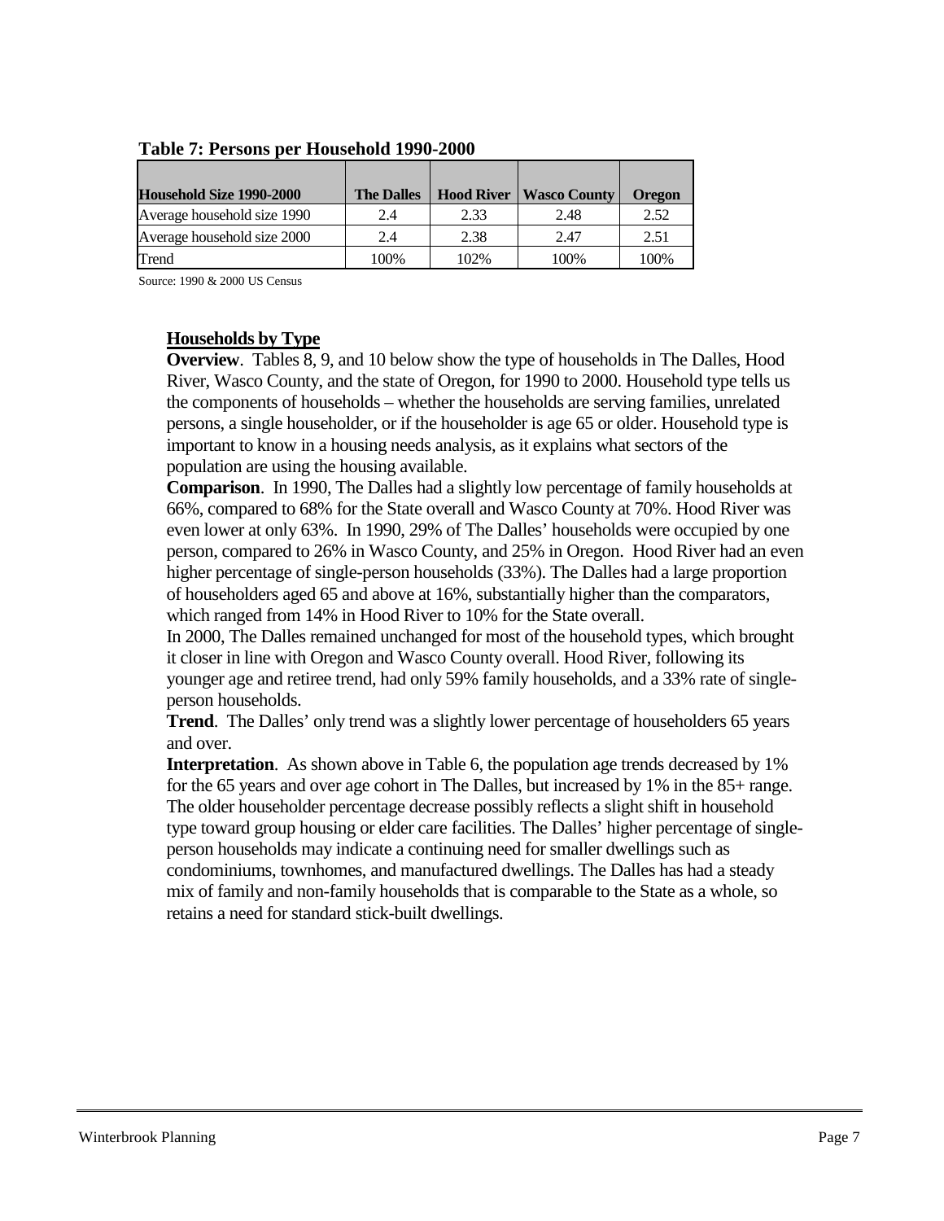**Table 7: Persons per Household 1990-2000**

| Household Size 1990-2000 | The Dalles | Hood River | Wasco County | Oregon |
|---|---|---|---|---|
| Average household size 1990 | 2.4 | 2.33 | 2.48 | 2.52 |
| Average household size 2000 | 2.4 | 2.38 | 2.47 | 2.51 |
| Trend | 100% | 102% | 100% | 100% |

Source: 1990 & 2000 US Census

## Households by Type

**Overview**. Tables 8, 9, and 10 below show the type of households in The Dalles, Hood River, Wasco County, and the state of Oregon, for 1990 to 2000. Household type tells us the components of households – whether the households are serving families, unrelated persons, a single householder, or if the householder is age 65 or older. Household type is important to know in a housing needs analysis, as it explains what sectors of the population are using the housing available.

**Comparison**. In 1990, The Dalles had a slightly low percentage of family households at 66%, compared to 68% for the State overall and Wasco County at 70%. Hood River was even lower at only 63%. In 1990, 29% of The Dalles' households were occupied by one person, compared to 26% in Wasco County, and 25% in Oregon. Hood River had an even higher percentage of single-person households (33%). The Dalles had a large proportion of householders aged 65 and above at 16%, substantially higher than the comparators, which ranged from 14% in Hood River to 10% for the State overall.

In 2000, The Dalles remained unchanged for most of the household types, which brought it closer in line with Oregon and Wasco County overall. Hood River, following its younger age and retiree trend, had only 59% family households, and a 33% rate of single-person households.

**Trend**. The Dalles' only trend was a slightly lower percentage of householders 65 years and over.

**Interpretation**. As shown above in Table 6, the population age trends decreased by 1% for the 65 years and over age cohort in The Dalles, but increased by 1% in the 85+ range. The older householder percentage decrease possibly reflects a slight shift in household type toward group housing or elder care facilities. The Dalles' higher percentage of single-person households may indicate a continuing need for smaller dwellings such as condominiums, townhomes, and manufactured dwellings. The Dalles has had a steady mix of family and non-family households that is comparable to the State as a whole, so retains a need for standard stick-built dwellings.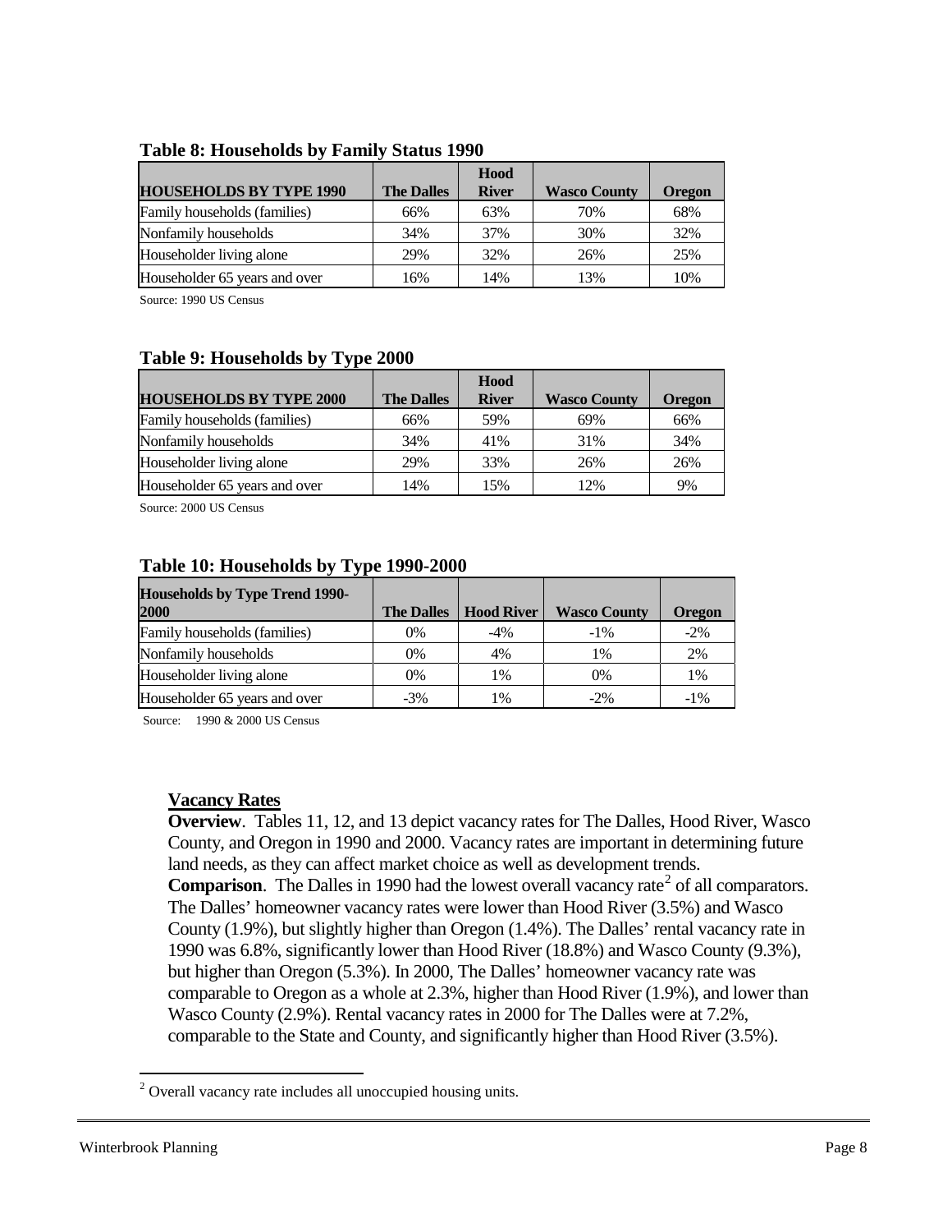**Table 8: Households by Family Status 1990**

| HOUSEHOLDS BY TYPE 1990 | The Dalles | Hood River | Wasco County | Oregon |
|---|---|---|---|---|
| Family households (families) | 66% | 63% | 70% | 68% |
| Nonfamily households | 34% | 37% | 30% | 32% |
| Householder living alone | 29% | 32% | 26% | 25% |
| Householder 65 years and over | 16% | 14% | 13% | 10% |

Source: 1990 US Census

**Table 9: Households by Type 2000**

| HOUSEHOLDS BY TYPE 2000 | The Dalles | Hood River | Wasco County | Oregon |
|---|---|---|---|---|
| Family households (families) | 66% | 59% | 69% | 66% |
| Nonfamily households | 34% | 41% | 31% | 34% |
| Householder living alone | 29% | 33% | 26% | 26% |
| Householder 65 years and over | 14% | 15% | 12% | 9% |

Source: 2000 US Census

**Table 10: Households by Type 1990-2000**

| Households by Type Trend 1990-2000 | The Dalles | Hood River | Wasco County | Oregon |
|---|---|---|---|---|
| Family households (families) | 0% | -4% | -1% | -2% |
| Nonfamily households | 0% | 4% | 1% | 2% |
| Householder living alone | 0% | 1% | 0% | 1% |
| Householder 65 years and over | -3% | 1% | -2% | -1% |

Source: 1990 & 2000 US Census

### Vacancy Rates

**Overview**. Tables 11, 12, and 13 depict vacancy rates for The Dalles, Hood River, Wasco County, and Oregon in 1990 and 2000. Vacancy rates are important in determining future land needs, as they can affect market choice as well as development trends.

**Comparison**. The Dalles in 1990 had the lowest overall vacancy rate[2] of all comparators. The Dalles' homeowner vacancy rates were lower than Hood River (3.5%) and Wasco County (1.9%), but slightly higher than Oregon (1.4%). The Dalles' rental vacancy rate in 1990 was 6.8%, significantly lower than Hood River (18.8%) and Wasco County (9.3%), but higher than Oregon (5.3%). In 2000, The Dalles' homeowner vacancy rate was comparable to Oregon as a whole at 2.3%, higher than Hood River (1.9%), and lower than Wasco County (2.9%). Rental vacancy rates in 2000 for The Dalles were at 7.2%, comparable to the State and County, and significantly higher than Hood River (3.5%).

[2] Overall vacancy rate includes all unoccupied housing units.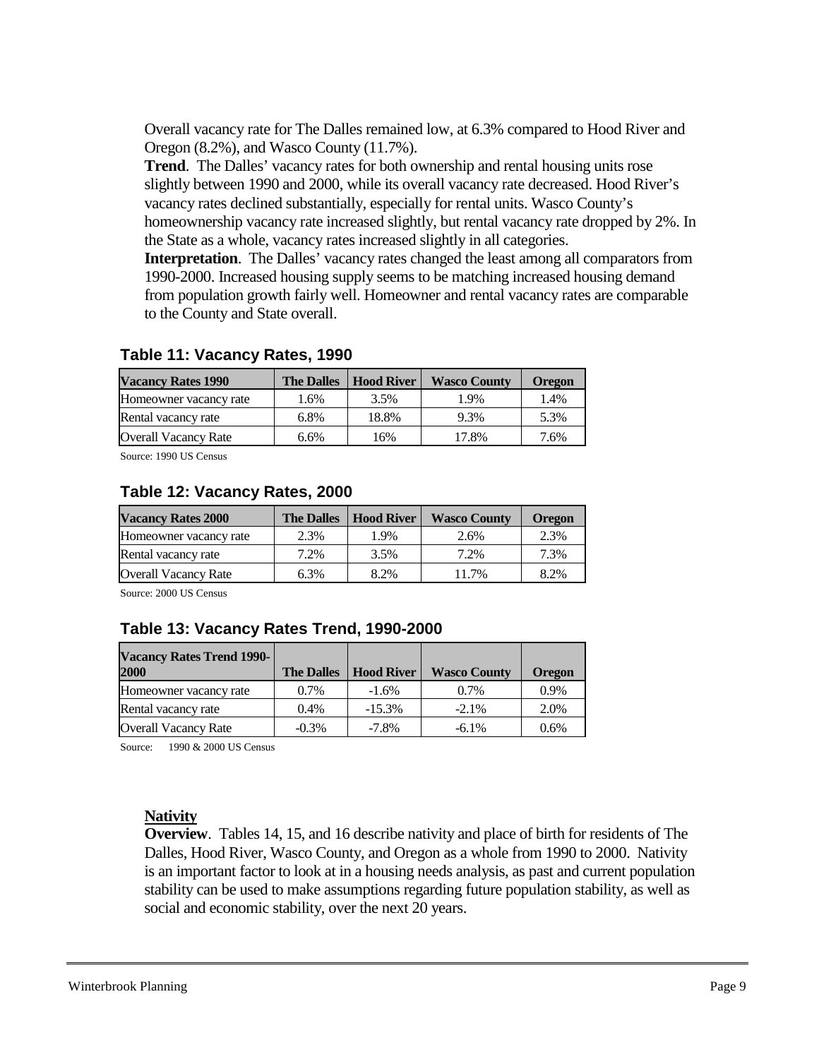Overall vacancy rate for The Dalles remained low, at 6.3% compared to Hood River and Oregon (8.2%), and Wasco County (11.7%).

**Trend**. The Dalles' vacancy rates for both ownership and rental housing units rose slightly between 1990 and 2000, while its overall vacancy rate decreased. Hood River's vacancy rates declined substantially, especially for rental units. Wasco County's homeownership vacancy rate increased slightly, but rental vacancy rate dropped by 2%. In the State as a whole, vacancy rates increased slightly in all categories.

**Interpretation**. The Dalles' vacancy rates changed the least among all comparators from 1990-2000. Increased housing supply seems to be matching increased housing demand from population growth fairly well. Homeowner and rental vacancy rates are comparable to the County and State overall.

### Table 11: Vacancy Rates, 1990

| Vacancy Rates 1990 | The Dalles | Hood River | Wasco County | Oregon |
|---|---|---|---|---|
| Homeowner vacancy rate | 1.6% | 3.5% | 1.9% | 1.4% |
| Rental vacancy rate | 6.8% | 18.8% | 9.3% | 5.3% |
| Overall Vacancy Rate | 6.6% | 16% | 17.8% | 7.6% |

Source: 1990 US Census

### Table 12: Vacancy Rates, 2000

| Vacancy Rates 2000 | The Dalles | Hood River | Wasco County | Oregon |
|---|---|---|---|---|
| Homeowner vacancy rate | 2.3% | 1.9% | 2.6% | 2.3% |
| Rental vacancy rate | 7.2% | 3.5% | 7.2% | 7.3% |
| Overall Vacancy Rate | 6.3% | 8.2% | 11.7% | 8.2% |

Source: 2000 US Census

### Table 13: Vacancy Rates Trend, 1990-2000

| Vacancy Rates Trend 1990-2000 | The Dalles | Hood River | Wasco County | Oregon |
|---|---|---|---|---|
| Homeowner vacancy rate | 0.7% | -1.6% | 0.7% | 0.9% |
| Rental vacancy rate | 0.4% | -15.3% | -2.1% | 2.0% |
| Overall Vacancy Rate | -0.3% | -7.8% | -6.1% | 0.6% |

Source: 1990 & 2000 US Census

**Nativity**

**Overview**. Tables 14, 15, and 16 describe nativity and place of birth for residents of The Dalles, Hood River, Wasco County, and Oregon as a whole from 1990 to 2000. Nativity is an important factor to look at in a housing needs analysis, as past and current population stability can be used to make assumptions regarding future population stability, as well as social and economic stability, over the next 20 years.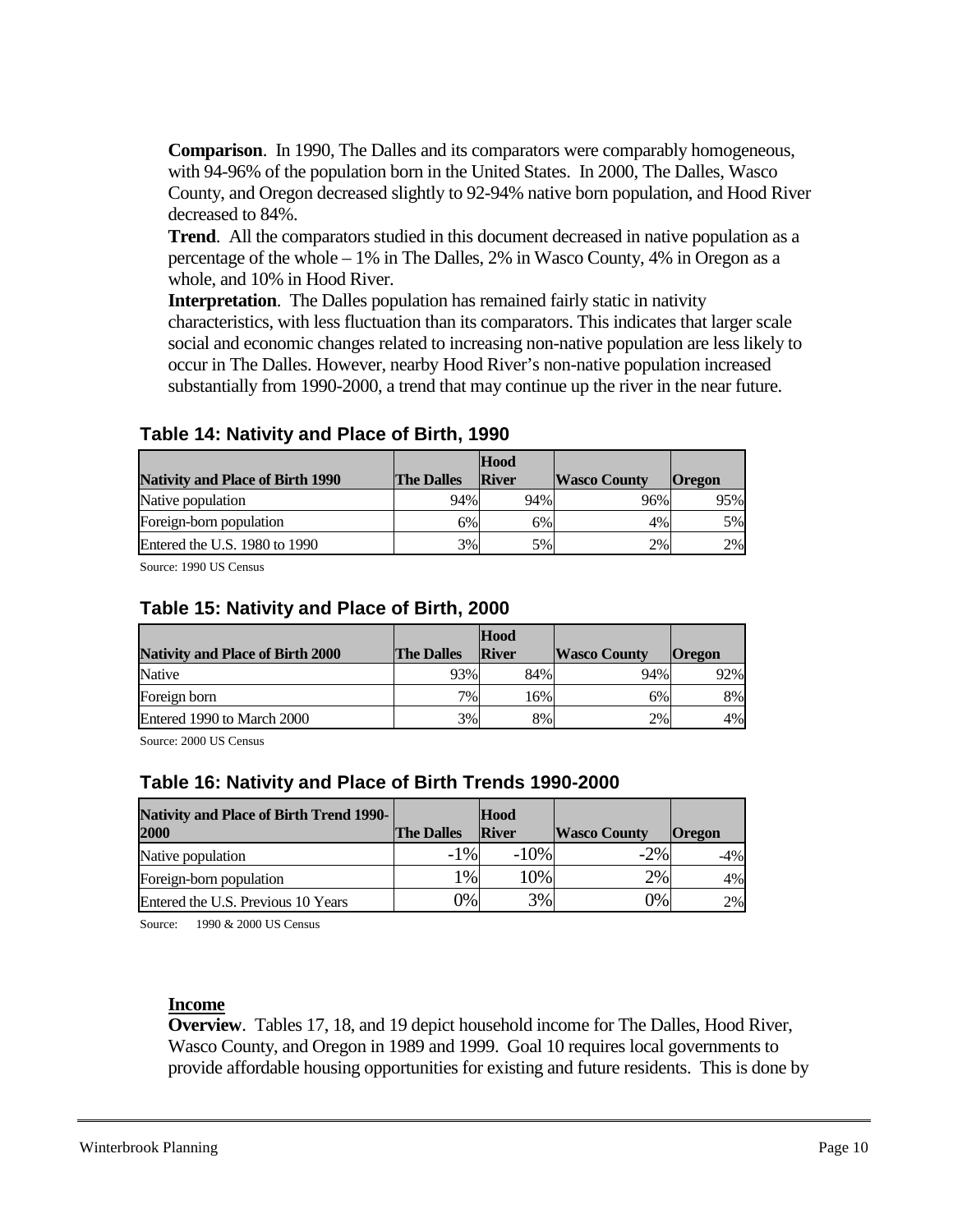**Comparison**. In 1990, The Dalles and its comparators were comparably homogeneous, with 94-96% of the population born in the United States. In 2000, The Dalles, Wasco County, and Oregon decreased slightly to 92-94% native born population, and Hood River decreased to 84%.

**Trend**. All the comparators studied in this document decreased in native population as a percentage of the whole – 1% in The Dalles, 2% in Wasco County, 4% in Oregon as a whole, and 10% in Hood River.

**Interpretation**. The Dalles population has remained fairly static in nativity characteristics, with less fluctuation than its comparators. This indicates that larger scale social and economic changes related to increasing non-native population are less likely to occur in The Dalles. However, nearby Hood River's non-native population increased substantially from 1990-2000, a trend that may continue up the river in the near future.

### Table 14: Nativity and Place of Birth, 1990

| Nativity and Place of Birth 1990 | The Dalles | Hood River | Wasco County | Oregon |
|---|---|---|---|---|
| Native population | 94% | 94% | 96% | 95% |
| Foreign-born population | 6% | 6% | 4% | 5% |
| Entered the U.S. 1980 to 1990 | 3% | 5% | 2% | 2% |

Source: 1990 US Census

### Table 15: Nativity and Place of Birth, 2000

| Nativity and Place of Birth 2000 | The Dalles | Hood River | Wasco County | Oregon |
|---|---|---|---|---|
| Native | 93% | 84% | 94% | 92% |
| Foreign born | 7% | 16% | 6% | 8% |
| Entered 1990 to March 2000 | 3% | 8% | 2% | 4% |

Source: 2000 US Census

### Table 16: Nativity and Place of Birth Trends 1990-2000

| Nativity and Place of Birth Trend 1990-2000 | The Dalles | Hood River | Wasco County | Oregon |
|---|---|---|---|---|
| Native population | -1% | -10% | -2% | -4% |
| Foreign-born population | 1% | 10% | 2% | 4% |
| Entered the U.S. Previous 10 Years | 0% | 3% | 0% | 2% |

Source: 1990 & 2000 US Census

**Income**

**Overview**. Tables 17, 18, and 19 depict household income for The Dalles, Hood River, Wasco County, and Oregon in 1989 and 1999. Goal 10 requires local governments to provide affordable housing opportunities for existing and future residents. This is done by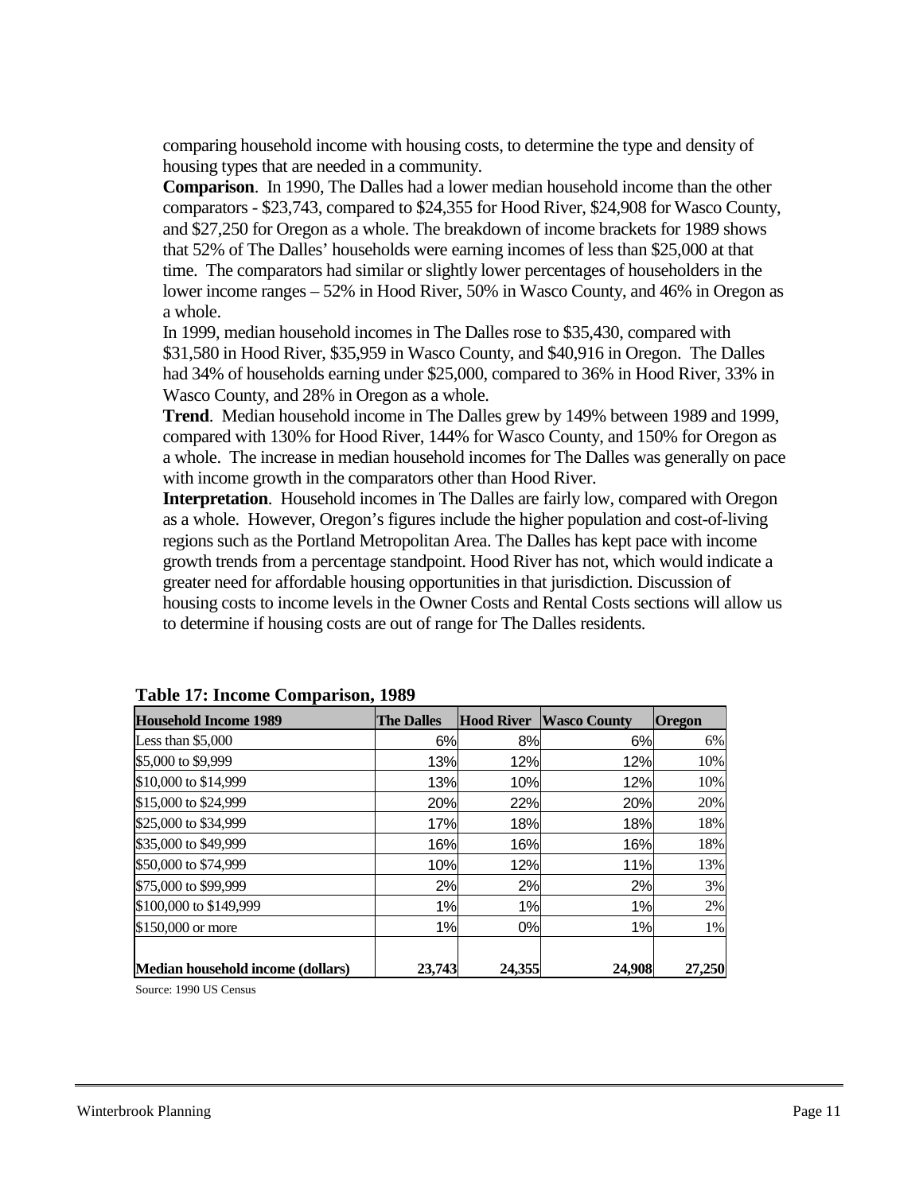comparing household income with housing costs, to determine the type and density of housing types that are needed in a community.

**Comparison**. In 1990, The Dalles had a lower median household income than the other comparators - $23,743, compared to $24,355 for Hood River, $24,908 for Wasco County, and $27,250 for Oregon as a whole. The breakdown of income brackets for 1989 shows that 52% of The Dalles' households were earning incomes of less than $25,000 at that time. The comparators had similar or slightly lower percentages of householders in the lower income ranges – 52% in Hood River, 50% in Wasco County, and 46% in Oregon as a whole.

In 1999, median household incomes in The Dalles rose to $35,430, compared with $31,580 in Hood River, $35,959 in Wasco County, and $40,916 in Oregon. The Dalles had 34% of households earning under $25,000, compared to 36% in Hood River, 33% in Wasco County, and 28% in Oregon as a whole.

**Trend**. Median household income in The Dalles grew by 149% between 1989 and 1999, compared with 130% for Hood River, 144% for Wasco County, and 150% for Oregon as a whole. The increase in median household incomes for The Dalles was generally on pace with income growth in the comparators other than Hood River.

**Interpretation**. Household incomes in The Dalles are fairly low, compared with Oregon as a whole. However, Oregon's figures include the higher population and cost-of-living regions such as the Portland Metropolitan Area. The Dalles has kept pace with income growth trends from a percentage standpoint. Hood River has not, which would indicate a greater need for affordable housing opportunities in that jurisdiction. Discussion of housing costs to income levels in the Owner Costs and Rental Costs sections will allow us to determine if housing costs are out of range for The Dalles residents.

**Table 17: Income Comparison, 1989**

| Household Income 1989 | The Dalles | Hood River | Wasco County | Oregon |
|---|---|---|---|---|
| Less than $5,000 | 6% | 8% | 6% | 6% |
| $5,000 to $9,999 | 13% | 12% | 12% | 10% |
| $10,000 to $14,999 | 13% | 10% | 12% | 10% |
| $15,000 to $24,999 | 20% | 22% | 20% | 20% |
| $25,000 to $34,999 | 17% | 18% | 18% | 18% |
| $35,000 to $49,999 | 16% | 16% | 16% | 18% |
| $50,000 to $74,999 | 10% | 12% | 11% | 13% |
| $75,000 to $99,999 | 2% | 2% | 2% | 3% |
| $100,000 to $149,999 | 1% | 1% | 1% | 2% |
| $150,000 or more | 1% | 0% | 1% | 1% |
| **Median household income (dollars)** | **23,743** | **24,355** | **24,908** | **27,250** |

Source: 1990 US Census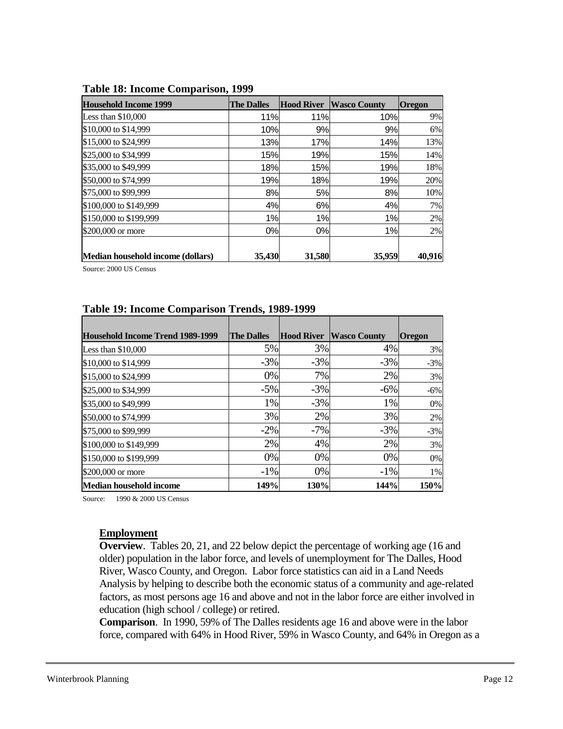**Table 18: Income Comparison, 1999**

| Household Income 1999 | The Dalles | Hood River | Wasco County | Oregon |
|---|---|---|---|---|
| Less than $10,000 | 11% | 11% | 10% | 9% |
| $10,000 to $14,999 | 10% | 9% | 9% | 6% |
| $15,000 to $24,999 | 13% | 17% | 14% | 13% |
| $25,000 to $34,999 | 15% | 19% | 15% | 14% |
| $35,000 to $49,999 | 18% | 15% | 19% | 18% |
| $50,000 to $74,999 | 19% | 18% | 19% | 20% |
| $75,000 to $99,999 | 8% | 5% | 8% | 10% |
| $100,000 to $149,999 | 4% | 6% | 4% | 7% |
| $150,000 to $199,999 | 1% | 1% | 1% | 2% |
| $200,000 or more | 0% | 0% | 1% | 2% |
| **Median household income (dollars)** | **35,430** | **31,580** | **35,959** | **40,916** |

Source: 2000 US Census

**Table 19: Income Comparison Trends, 1989-1999**

| Household Income Trend 1989-1999 | The Dalles | Hood River | Wasco County | Oregon |
|---|---|---|---|---|
| Less than $10,000 | 5% | 3% | 4% | 3% |
| $10,000 to $14,999 | -3% | -3% | -3% | -3% |
| $15,000 to $24,999 | 0% | 7% | 2% | 3% |
| $25,000 to $34,999 | -5% | -3% | -6% | -6% |
| $35,000 to $49,999 | 1% | -3% | 1% | 0% |
| $50,000 to $74,999 | 3% | 2% | 3% | 2% |
| $75,000 to $99,999 | -2% | -7% | -3% | -3% |
| $100,000 to $149,999 | 2% | 4% | 2% | 3% |
| $150,000 to $199,999 | 0% | 0% | 0% | 0% |
| $200,000 or more | -1% | 0% | -1% | 1% |
| **Median household income** | **149%** | **130%** | **144%** | **150%** |

Source: 1990 & 2000 US Census

## Employment

**Overview**. Tables 20, 21, and 22 below depict the percentage of working age (16 and older) population in the labor force, and levels of unemployment for The Dalles, Hood River, Wasco County, and Oregon. Labor force statistics can aid in a Land Needs Analysis by helping to describe both the economic status of a community and age-related factors, as most persons age 16 and above and not in the labor force are either involved in education (high school / college) or retired.

**Comparison**. In 1990, 59% of The Dalles residents age 16 and above were in the labor force, compared with 64% in Hood River, 59% in Wasco County, and 64% in Oregon as a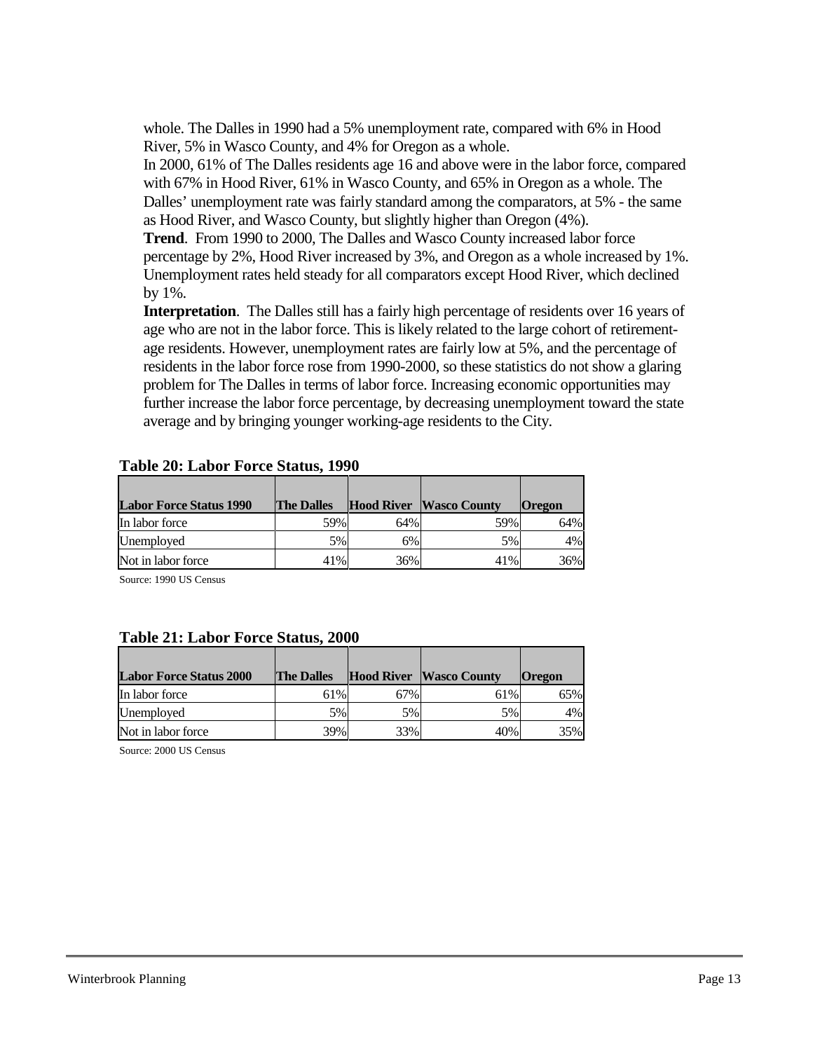whole. The Dalles in 1990 had a 5% unemployment rate, compared with 6% in Hood River, 5% in Wasco County, and 4% for Oregon as a whole.

In 2000, 61% of The Dalles residents age 16 and above were in the labor force, compared with 67% in Hood River, 61% in Wasco County, and 65% in Oregon as a whole. The Dalles' unemployment rate was fairly standard among the comparators, at 5% - the same as Hood River, and Wasco County, but slightly higher than Oregon (4%).

**Trend**. From 1990 to 2000, The Dalles and Wasco County increased labor force percentage by 2%, Hood River increased by 3%, and Oregon as a whole increased by 1%. Unemployment rates held steady for all comparators except Hood River, which declined by 1%.

**Interpretation**. The Dalles still has a fairly high percentage of residents over 16 years of age who are not in the labor force. This is likely related to the large cohort of retirement-age residents. However, unemployment rates are fairly low at 5%, and the percentage of residents in the labor force rose from 1990-2000, so these statistics do not show a glaring problem for The Dalles in terms of labor force. Increasing economic opportunities may further increase the labor force percentage, by decreasing unemployment toward the state average and by bringing younger working-age residents to the City.

**Table 20: Labor Force Status, 1990**

| Labor Force Status 1990 | The Dalles | Hood River | Wasco County | Oregon |
|---|---|---|---|---|
| In labor force | 59% | 64% | 59% | 64% |
| Unemployed | 5% | 6% | 5% | 4% |
| Not in labor force | 41% | 36% | 41% | 36% |

Source: 1990 US Census

**Table 21: Labor Force Status, 2000**

| Labor Force Status 2000 | The Dalles | Hood River | Wasco County | Oregon |
|---|---|---|---|---|
| In labor force | 61% | 67% | 61% | 65% |
| Unemployed | 5% | 5% | 5% | 4% |
| Not in labor force | 39% | 33% | 40% | 35% |

Source: 2000 US Census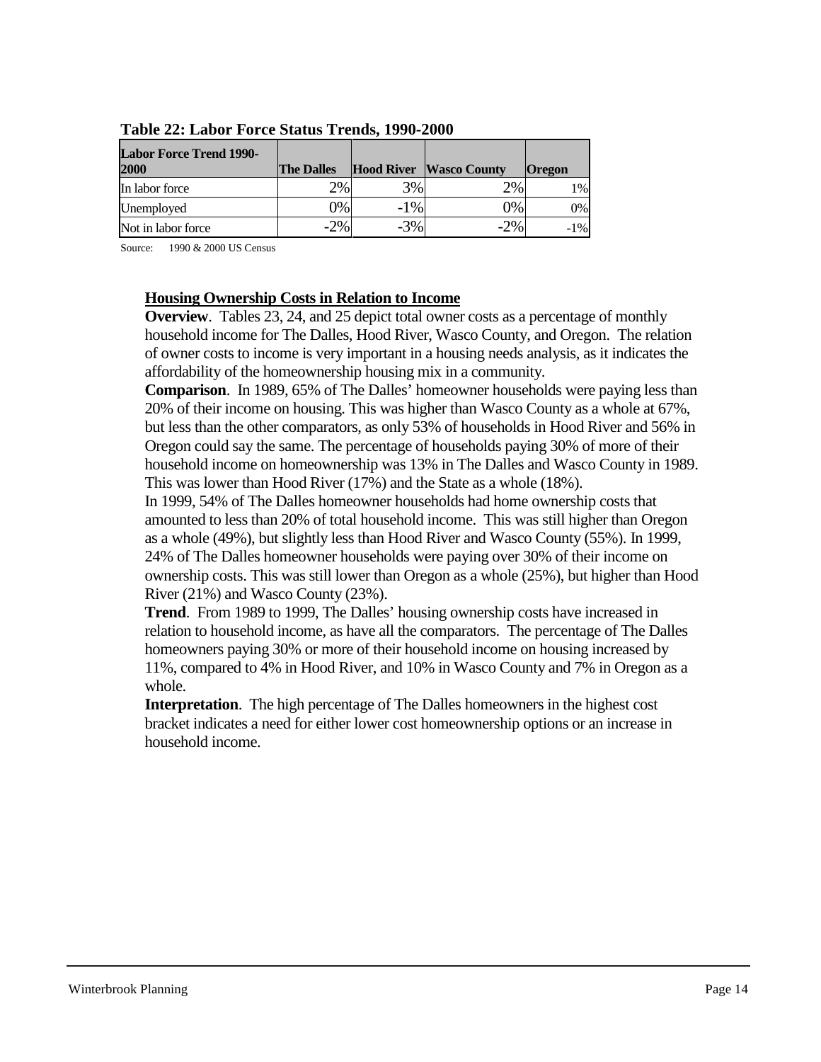**Table 22: Labor Force Status Trends, 1990-2000**

| Labor Force Trend 1990-2000 | The Dalles | Hood River | Wasco County | Oregon |
|---|---|---|---|---|
| In labor force | 2% | 3% | 2% | 1% |
| Unemployed | 0% | -1% | 0% | 0% |
| Not in labor force | -2% | -3% | -2% | -1% |

Source: 1990 & 2000 US Census

## Housing Ownership Costs in Relation to Income

**Overview**. Tables 23, 24, and 25 depict total owner costs as a percentage of monthly household income for The Dalles, Hood River, Wasco County, and Oregon. The relation of owner costs to income is very important in a housing needs analysis, as it indicates the affordability of the homeownership housing mix in a community.

**Comparison**. In 1989, 65% of The Dalles' homeowner households were paying less than 20% of their income on housing. This was higher than Wasco County as a whole at 67%, but less than the other comparators, as only 53% of households in Hood River and 56% in Oregon could say the same. The percentage of households paying 30% of more of their household income on homeownership was 13% in The Dalles and Wasco County in 1989. This was lower than Hood River (17%) and the State as a whole (18%).

In 1999, 54% of The Dalles homeowner households had home ownership costs that amounted to less than 20% of total household income. This was still higher than Oregon as a whole (49%), but slightly less than Hood River and Wasco County (55%). In 1999, 24% of The Dalles homeowner households were paying over 30% of their income on ownership costs. This was still lower than Oregon as a whole (25%), but higher than Hood River (21%) and Wasco County (23%).

**Trend**. From 1989 to 1999, The Dalles' housing ownership costs have increased in relation to household income, as have all the comparators. The percentage of The Dalles homeowners paying 30% or more of their household income on housing increased by 11%, compared to 4% in Hood River, and 10% in Wasco County and 7% in Oregon as a whole.

**Interpretation**. The high percentage of The Dalles homeowners in the highest cost bracket indicates a need for either lower cost homeownership options or an increase in household income.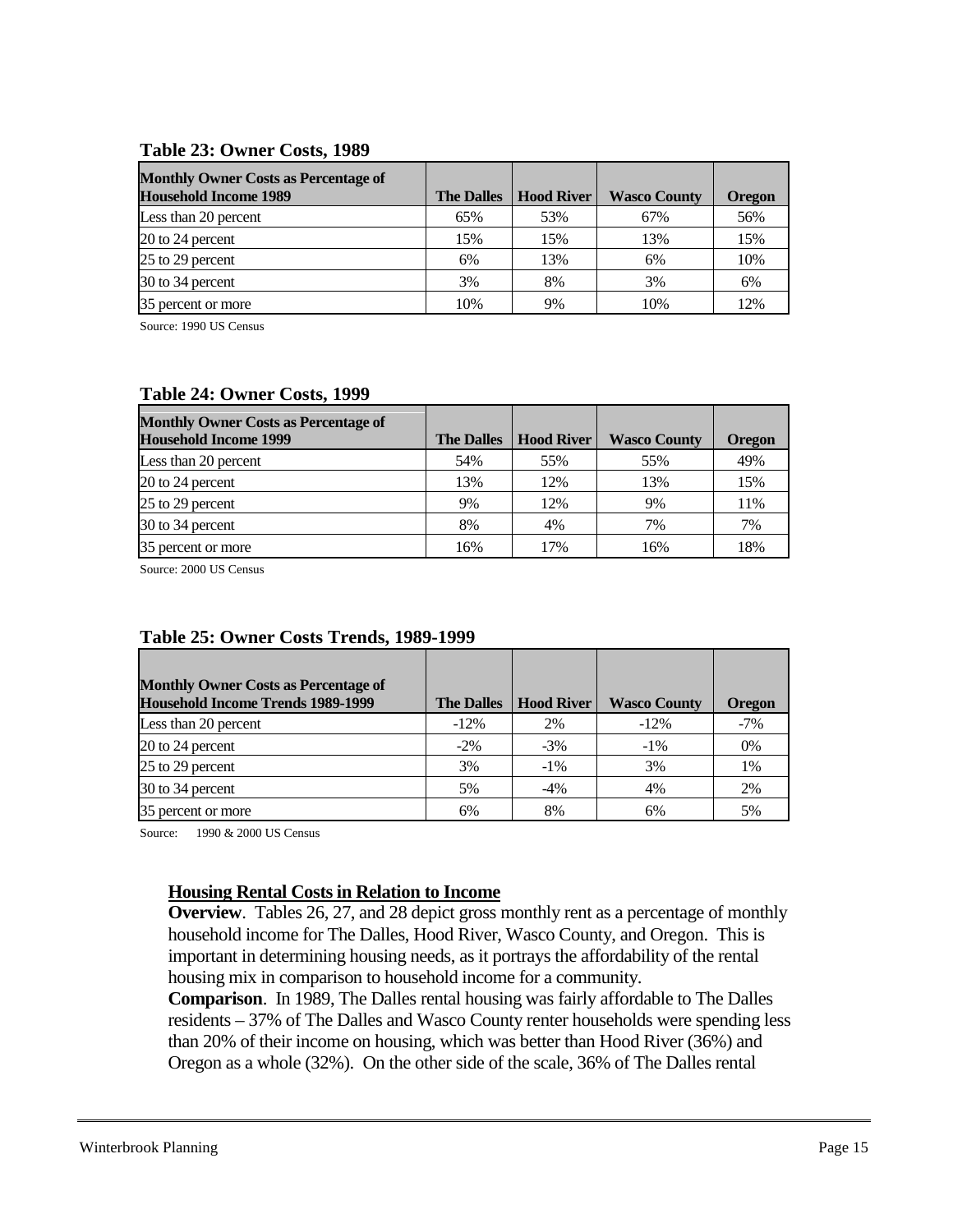**Table 23: Owner Costs, 1989**

| Monthly Owner Costs as Percentage of Household Income 1989 | The Dalles | Hood River | Wasco County | Oregon |
|---|---|---|---|---|
| Less than 20 percent | 65% | 53% | 67% | 56% |
| 20 to 24 percent | 15% | 15% | 13% | 15% |
| 25 to 29 percent | 6% | 13% | 6% | 10% |
| 30 to 34 percent | 3% | 8% | 3% | 6% |
| 35 percent or more | 10% | 9% | 10% | 12% |

Source: 1990 US Census

**Table 24: Owner Costs, 1999**

| Monthly Owner Costs as Percentage of Household Income 1999 | The Dalles | Hood River | Wasco County | Oregon |
|---|---|---|---|---|
| Less than 20 percent | 54% | 55% | 55% | 49% |
| 20 to 24 percent | 13% | 12% | 13% | 15% |
| 25 to 29 percent | 9% | 12% | 9% | 11% |
| 30 to 34 percent | 8% | 4% | 7% | 7% |
| 35 percent or more | 16% | 17% | 16% | 18% |

Source: 2000 US Census

**Table 25: Owner Costs Trends, 1989-1999**

| Monthly Owner Costs as Percentage of Household Income Trends 1989-1999 | The Dalles | Hood River | Wasco County | Oregon |
|---|---|---|---|---|
| Less than 20 percent | -12% | 2% | -12% | -7% |
| 20 to 24 percent | -2% | -3% | -1% | 0% |
| 25 to 29 percent | 3% | -1% | 3% | 1% |
| 30 to 34 percent | 5% | -4% | 4% | 2% |
| 35 percent or more | 6% | 8% | 6% | 5% |

Source: 1990 & 2000 US Census

**Housing Rental Costs in Relation to Income**

**Overview**. Tables 26, 27, and 28 depict gross monthly rent as a percentage of monthly household income for The Dalles, Hood River, Wasco County, and Oregon. This is important in determining housing needs, as it portrays the affordability of the rental housing mix in comparison to household income for a community.

**Comparison**. In 1989, The Dalles rental housing was fairly affordable to The Dalles residents – 37% of The Dalles and Wasco County renter households were spending less than 20% of their income on housing, which was better than Hood River (36%) and Oregon as a whole (32%). On the other side of the scale, 36% of The Dalles rental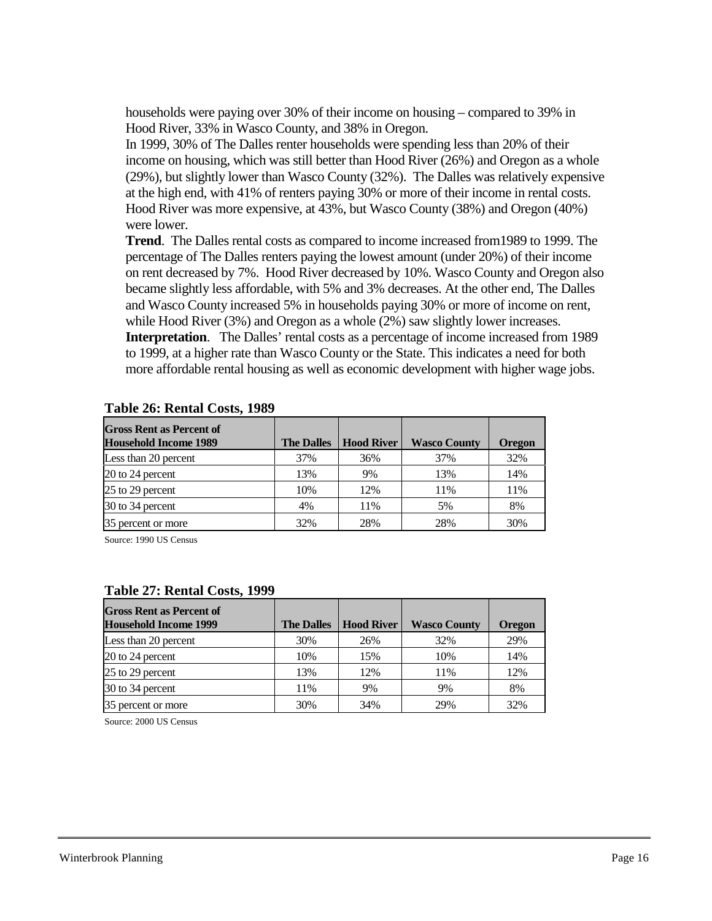households were paying over 30% of their income on housing – compared to 39% in Hood River, 33% in Wasco County, and 38% in Oregon.

In 1999, 30% of The Dalles renter households were spending less than 20% of their income on housing, which was still better than Hood River (26%) and Oregon as a whole (29%), but slightly lower than Wasco County (32%). The Dalles was relatively expensive at the high end, with 41% of renters paying 30% or more of their income in rental costs. Hood River was more expensive, at 43%, but Wasco County (38%) and Oregon (40%) were lower.

**Trend**. The Dalles rental costs as compared to income increased from1989 to 1999. The percentage of The Dalles renters paying the lowest amount (under 20%) of their income on rent decreased by 7%. Hood River decreased by 10%. Wasco County and Oregon also became slightly less affordable, with 5% and 3% decreases. At the other end, The Dalles and Wasco County increased 5% in households paying 30% or more of income on rent, while Hood River (3%) and Oregon as a whole (2%) saw slightly lower increases.

**Interpretation**. The Dalles' rental costs as a percentage of income increased from 1989 to 1999, at a higher rate than Wasco County or the State. This indicates a need for both more affordable rental housing as well as economic development with higher wage jobs.

**Table 26: Rental Costs, 1989**

| Gross Rent as Percent of Household Income 1989 | The Dalles | Hood River | Wasco County | Oregon |
|---|---|---|---|---|
| Less than 20 percent | 37% | 36% | 37% | 32% |
| 20 to 24 percent | 13% | 9% | 13% | 14% |
| 25 to 29 percent | 10% | 12% | 11% | 11% |
| 30 to 34 percent | 4% | 11% | 5% | 8% |
| 35 percent or more | 32% | 28% | 28% | 30% |

Source: 1990 US Census

**Table 27: Rental Costs, 1999**

| Gross Rent as Percent of Household Income 1999 | The Dalles | Hood River | Wasco County | Oregon |
|---|---|---|---|---|
| Less than 20 percent | 30% | 26% | 32% | 29% |
| 20 to 24 percent | 10% | 15% | 10% | 14% |
| 25 to 29 percent | 13% | 12% | 11% | 12% |
| 30 to 34 percent | 11% | 9% | 9% | 8% |
| 35 percent or more | 30% | 34% | 29% | 32% |

Source: 2000 US Census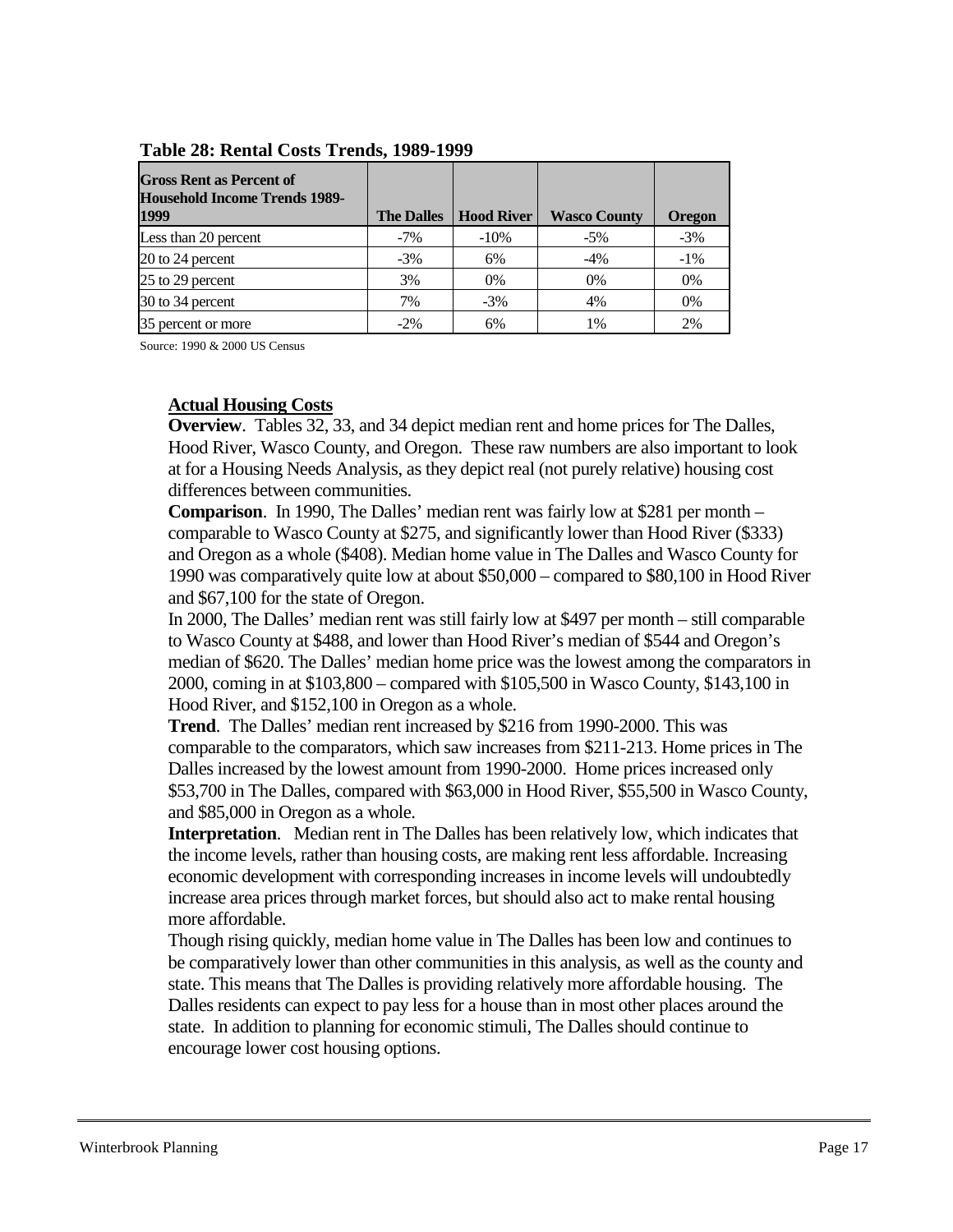**Table 28: Rental Costs Trends, 1989-1999**

| Gross Rent as Percent of Household Income Trends 1989-1999 | The Dalles | Hood River | Wasco County | Oregon |
|---|---|---|---|---|
| Less than 20 percent | -7% | -10% | -5% | -3% |
| 20 to 24 percent | -3% | 6% | -4% | -1% |
| 25 to 29 percent | 3% | 0% | 0% | 0% |
| 30 to 34 percent | 7% | -3% | 4% | 0% |
| 35 percent or more | -2% | 6% | 1% | 2% |

Source: 1990 & 2000 US Census

## Actual Housing Costs

**Overview**. Tables 32, 33, and 34 depict median rent and home prices for The Dalles, Hood River, Wasco County, and Oregon. These raw numbers are also important to look at for a Housing Needs Analysis, as they depict real (not purely relative) housing cost differences between communities.

**Comparison**. In 1990, The Dalles' median rent was fairly low at $281 per month – comparable to Wasco County at $275, and significantly lower than Hood River ($333) and Oregon as a whole ($408). Median home value in The Dalles and Wasco County for 1990 was comparatively quite low at about $50,000 – compared to $80,100 in Hood River and $67,100 for the state of Oregon.

In 2000, The Dalles' median rent was still fairly low at $497 per month – still comparable to Wasco County at $488, and lower than Hood River's median of $544 and Oregon's median of $620. The Dalles' median home price was the lowest among the comparators in 2000, coming in at $103,800 – compared with $105,500 in Wasco County, $143,100 in Hood River, and $152,100 in Oregon as a whole.

**Trend**. The Dalles' median rent increased by $216 from 1990-2000. This was comparable to the comparators, which saw increases from $211-213. Home prices in The Dalles increased by the lowest amount from 1990-2000. Home prices increased only $53,700 in The Dalles, compared with $63,000 in Hood River, $55,500 in Wasco County, and $85,000 in Oregon as a whole.

**Interpretation**. Median rent in The Dalles has been relatively low, which indicates that the income levels, rather than housing costs, are making rent less affordable. Increasing economic development with corresponding increases in income levels will undoubtedly increase area prices through market forces, but should also act to make rental housing more affordable.

Though rising quickly, median home value in The Dalles has been low and continues to be comparatively lower than other communities in this analysis, as well as the county and state. This means that The Dalles is providing relatively more affordable housing. The Dalles residents can expect to pay less for a house than in most other places around the state. In addition to planning for economic stimuli, The Dalles should continue to encourage lower cost housing options.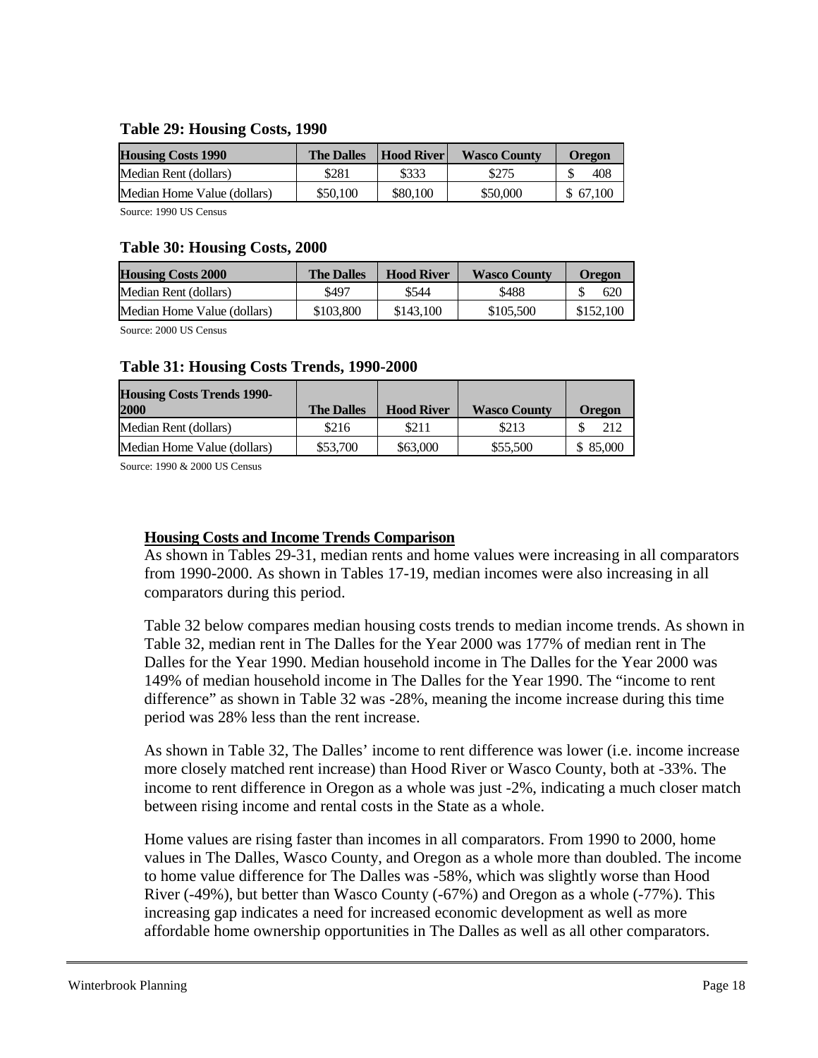**Table 29: Housing Costs, 1990**

| Housing Costs 1990 | The Dalles | Hood River | Wasco County | Oregon |
|---|---|---|---|---|
| Median Rent (dollars) | $281 | $333 | $275 | $ 408 |
| Median Home Value (dollars) | $50,100 | $80,100 | $50,000 | $ 67,100 |

Source: 1990 US Census

**Table 30: Housing Costs, 2000**

| Housing Costs 2000 | The Dalles | Hood River | Wasco County | Oregon |
|---|---|---|---|---|
| Median Rent (dollars) | $497 | $544 | $488 | $ 620 |
| Median Home Value (dollars) | $103,800 | $143,100 | $105,500 | $152,100 |

Source: 2000 US Census

**Table 31: Housing Costs Trends, 1990-2000**

| Housing Costs Trends 1990-2000 | The Dalles | Hood River | Wasco County | Oregon |
|---|---|---|---|---|
| Median Rent (dollars) | $216 | $211 | $213 | $ 212 |
| Median Home Value (dollars) | $53,700 | $63,000 | $55,500 | $ 85,000 |

Source: 1990 & 2000 US Census

**Housing Costs and Income Trends Comparison**

As shown in Tables 29-31, median rents and home values were increasing in all comparators from 1990-2000. As shown in Tables 17-19, median incomes were also increasing in all comparators during this period.

Table 32 below compares median housing costs trends to median income trends. As shown in Table 32, median rent in The Dalles for the Year 2000 was 177% of median rent in The Dalles for the Year 1990. Median household income in The Dalles for the Year 2000 was 149% of median household income in The Dalles for the Year 1990. The "income to rent difference" as shown in Table 32 was -28%, meaning the income increase during this time period was 28% less than the rent increase.

As shown in Table 32, The Dalles' income to rent difference was lower (i.e. income increase more closely matched rent increase) than Hood River or Wasco County, both at -33%. The income to rent difference in Oregon as a whole was just -2%, indicating a much closer match between rising income and rental costs in the State as a whole.

Home values are rising faster than incomes in all comparators. From 1990 to 2000, home values in The Dalles, Wasco County, and Oregon as a whole more than doubled. The income to home value difference for The Dalles was -58%, which was slightly worse than Hood River (-49%), but better than Wasco County (-67%) and Oregon as a whole (-77%). This increasing gap indicates a need for increased economic development as well as more affordable home ownership opportunities in The Dalles as well as all other comparators.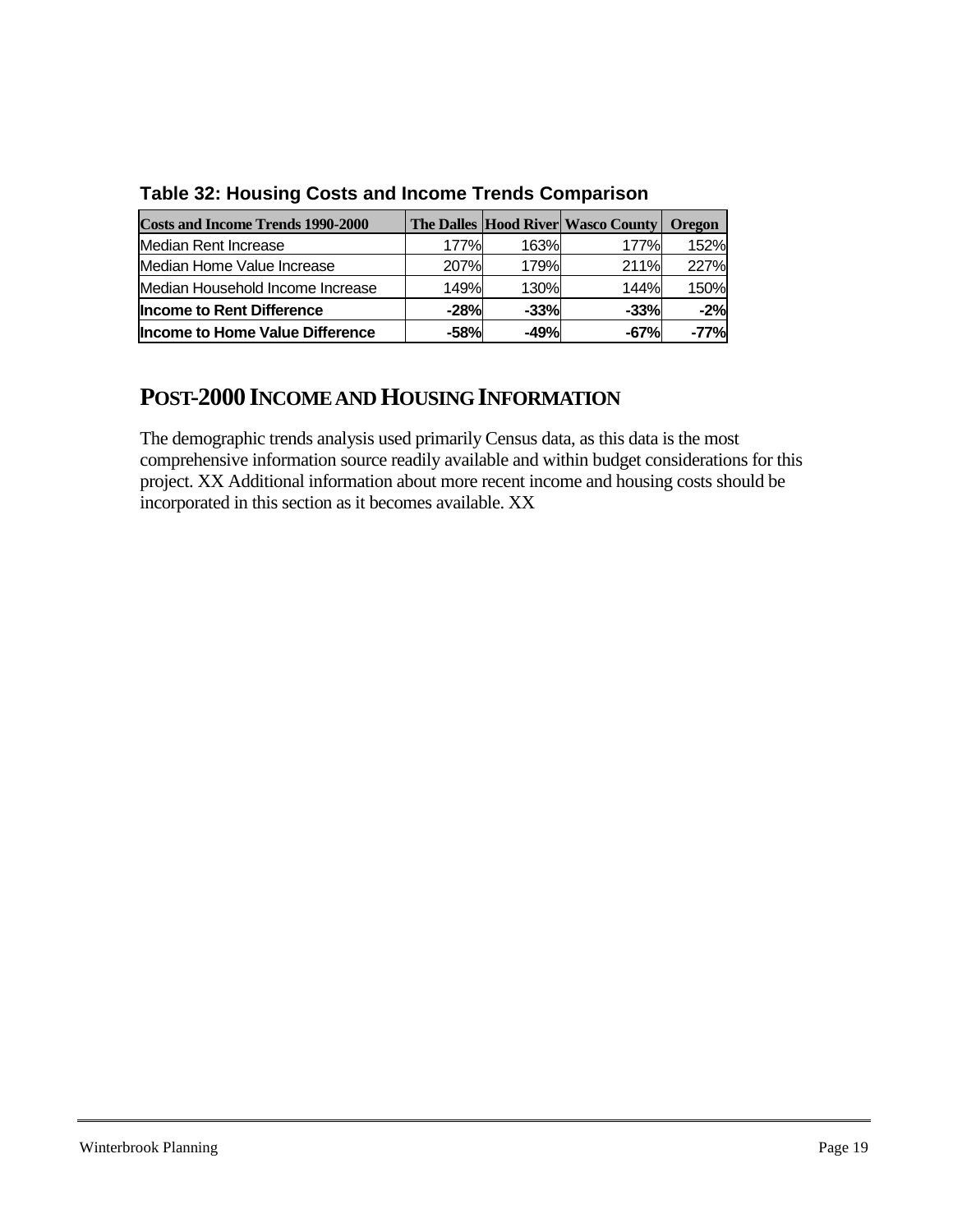**Table 32: Housing Costs and Income Trends Comparison**

| Costs and Income Trends 1990-2000 | The Dalles | Hood River | Wasco County | Oregon |
|---|---|---|---|---|
| Median Rent Increase | 177% | 163% | 177% | 152% |
| Median Home Value Increase | 207% | 179% | 211% | 227% |
| Median Household Income Increase | 149% | 130% | 144% | 150% |
| **Income to Rent Difference** | **-28%** | **-33%** | **-33%** | **-2%** |
| **Income to Home Value Difference** | **-58%** | **-49%** | **-67%** | **-77%** |

## POST-2000 INCOME AND HOUSING INFORMATION

The demographic trends analysis used primarily Census data, as this data is the most comprehensive information source readily available and within budget considerations for this project. XX Additional information about more recent income and housing costs should be incorporated in this section as it becomes available. XX